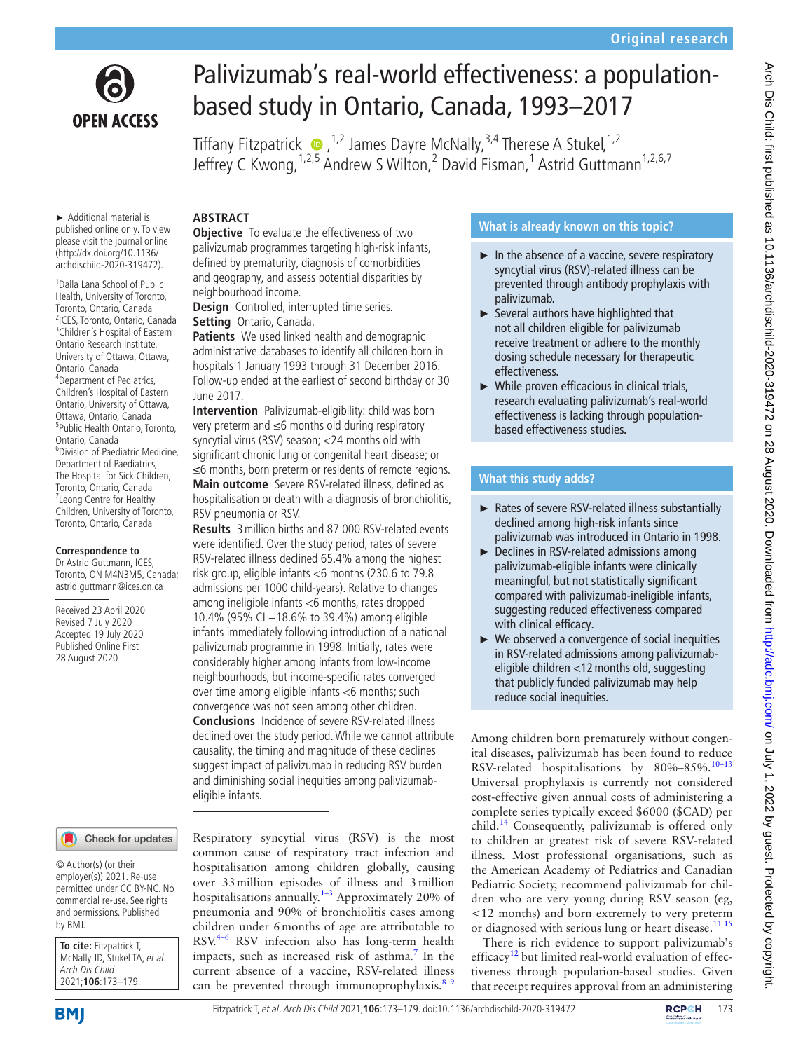# Palivizumab's real-world effectiveness: a population-based study in Ontario, Canada, 1993–2017

Tiffany Fitzpatrick[1,2], James Dayre McNally[3,4], Therese A Stukel[1,2], Jeffrey C Kwong[1,2,5], Andrew S Wilton[2], David Fisman[1], Astrid Guttmann[1,2,6,7]

► Additional material is published online only. To view please visit the journal online (http://dx.doi.org/10.1136/archdischild-2020-319472).

[1]Dalla Lana School of Public Health, University of Toronto, Toronto, Ontario, Canada
[2]ICES, Toronto, Ontario, Canada
[3]Children's Hospital of Eastern Ontario Research Institute, University of Ottawa, Ottawa, Ontario, Canada
[4]Department of Pediatrics, Children's Hospital of Eastern Ontario, University of Ottawa, Ottawa, Ontario, Canada
[5]Public Health Ontario, Toronto, Ontario, Canada
[6]Division of Paediatric Medicine, Department of Paediatrics, The Hospital for Sick Children, Toronto, Ontario, Canada
[7]Leong Centre for Healthy Children, University of Toronto, Toronto, Ontario, Canada

**Correspondence to**
Dr Astrid Guttmann, ICES, Toronto, ON M4N3M5, Canada; astrid.guttmann@ices.on.ca

Received 23 April 2020
Revised 7 July 2020
Accepted 19 July 2020
Published Online First 28 August 2020

## ABSTRACT

**Objective** To evaluate the effectiveness of two palivizumab programmes targeting high-risk infants, defined by prematurity, diagnosis of comorbidities and geography, and assess potential disparities by neighbourhood income.

**Design** Controlled, interrupted time series.

**Setting** Ontario, Canada.

**Patients** We used linked health and demographic administrative databases to identify all children born in hospitals 1 January 1993 through 31 December 2016. Follow-up ended at the earliest of second birthday or 30 June 2017.

**Intervention** Palivizumab-eligibility: child was born very preterm and ≤6 months old during respiratory syncytial virus (RSV) season; <24 months old with significant chronic lung or congenital heart disease; or ≤6 months, born preterm or residents of remote regions.

**Main outcome** Severe RSV-related illness, defined as hospitalisation or death with a diagnosis of bronchiolitis, RSV pneumonia or RSV.

**Results** 3 million births and 87 000 RSV-related events were identified. Over the study period, rates of severe RSV-related illness declined 65.4% among the highest risk group, eligible infants <6 months (230.6 to 79.8 admissions per 1000 child-years). Relative to changes among ineligible infants <6 months, rates dropped 10.4% (95% CI −18.6% to 39.4%) among eligible infants immediately following introduction of a national palivizumab programme in 1998. Initially, rates were considerably higher among infants from low-income neighbourhoods, but income-specific rates converged over time among eligible infants <6 months; such convergence was not seen among other children.

**Conclusions** Incidence of severe RSV-related illness declined over the study period. While we cannot attribute causality, the timing and magnitude of these declines suggest impact of palivizumab in reducing RSV burden and diminishing social inequities among palivizumab-eligible infants.

© Author(s) (or their employer(s)) 2021. Re-use permitted under CC BY-NC. No commercial re-use. See rights and permissions. Published by BMJ.

**To cite:** Fitzpatrick T, McNally JD, Stukel TA, et al. *Arch Dis Child* 2021;**106**:173–179.

### What is already known on this topic?

- In the absence of a vaccine, severe respiratory syncytial virus (RSV)-related illness can be prevented through antibody prophylaxis with palivizumab.
- Several authors have highlighted that not all children eligible for palivizumab receive treatment or adhere to the monthly dosing schedule necessary for therapeutic effectiveness.
- While proven efficacious in clinical trials, research evaluating palivizumab's real-world effectiveness is lacking through population-based effectiveness studies.

### What this study adds?

- Rates of severe RSV-related illness substantially declined among high-risk infants since palivizumab was introduced in Ontario in 1998.
- Declines in RSV-related admissions among palivizumab-eligible infants were clinically meaningful, but not statistically significant compared with palivizumab-ineligible infants, suggesting reduced effectiveness compared with clinical efficacy.
- We observed a convergence of social inequities in RSV-related admissions among palivizumab-eligible children <12 months old, suggesting that publicly funded palivizumab may help reduce social inequities.

Respiratory syncytial virus (RSV) is the most common cause of respiratory tract infection and hospitalisation among children globally, causing over 33 million episodes of illness and 3 million hospitalisations annually.[1–3] Approximately 20% of pneumonia and 90% of bronchiolitis cases among children under 6 months of age are attributable to RSV.[4–6] RSV infection also has long-term health impacts, such as increased risk of asthma.[7] In the current absence of a vaccine, RSV-related illness can be prevented through immunoprophylaxis.[8 9]

Among children born prematurely without congenital diseases, palivizumab has been found to reduce RSV-related hospitalisations by 80%–85%.[10–13] Universal prophylaxis is currently not considered cost-effective given annual costs of administering a complete series typically exceed $6000 ($CAD) per child.[14] Consequently, palivizumab is offered only to children at greatest risk of severe RSV-related illness. Most professional organisations, such as the American Academy of Pediatrics and Canadian Pediatric Society, recommend palivizumab for children who are very young during RSV season (eg, <12 months) and born extremely to very preterm or diagnosed with serious lung or heart disease.[11 15]

There is rich evidence to support palivizumab's efficacy[12] but limited real-world evaluation of effectiveness through population-based studies. Given that receipt requires approval from an administering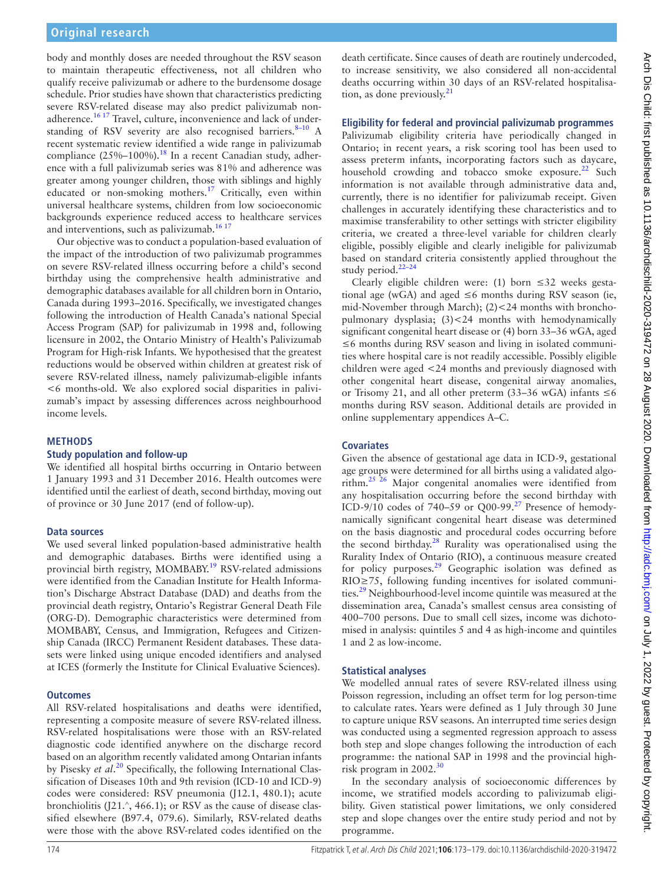body and monthly doses are needed throughout the RSV season to maintain therapeutic effectiveness, not all children who qualify receive palivizumab or adhere to the burdensome dosage schedule. Prior studies have shown that characteristics predicting severe RSV-related disease may also predict palivizumab non-adherence.[16 17] Travel, culture, inconvenience and lack of understanding of RSV severity are also recognised barriers.[8–10] A recent systematic review identified a wide range in palivizumab compliance (25%–100%).[18] In a recent Canadian study, adherence with a full palivizumab series was 81% and adherence was greater among younger children, those with siblings and highly educated or non-smoking mothers.[17] Critically, even within universal healthcare systems, children from low socioeconomic backgrounds experience reduced access to healthcare services and interventions, such as palivizumab.[16 17]

Our objective was to conduct a population-based evaluation of the impact of the introduction of two palivizumab programmes on severe RSV-related illness occurring before a child's second birthday using the comprehensive health administrative and demographic databases available for all children born in Ontario, Canada during 1993–2016. Specifically, we investigated changes following the introduction of Health Canada's national Special Access Program (SAP) for palivizumab in 1998 and, following licensure in 2002, the Ontario Ministry of Health's Palivizumab Program for High-risk Infants. We hypothesised that the greatest reductions would be observed within children at greatest risk of severe RSV-related illness, namely palivizumab-eligible infants <6 months-old. We also explored social disparities in palivizumab's impact by assessing differences across neighbourhood income levels.

## METHODS

### Study population and follow-up

We identified all hospital births occurring in Ontario between 1 January 1993 and 31 December 2016. Health outcomes were identified until the earliest of death, second birthday, moving out of province or 30 June 2017 (end of follow-up).

### Data sources

We used several linked population-based administrative health and demographic databases. Births were identified using a provincial birth registry, MOMBABY.[19] RSV-related admissions were identified from the Canadian Institute for Health Information's Discharge Abstract Database (DAD) and deaths from the provincial death registry, Ontario's Registrar General Death File (ORG-D). Demographic characteristics were determined from MOMBABY, Census, and Immigration, Refugees and Citizenship Canada (IRCC) Permanent Resident databases. These datasets were linked using unique encoded identifiers and analysed at ICES (formerly the Institute for Clinical Evaluative Sciences).

### Outcomes

All RSV-related hospitalisations and deaths were identified, representing a composite measure of severe RSV-related illness. RSV-related hospitalisations were those with an RSV-related diagnostic code identified anywhere on the discharge record based on an algorithm recently validated among Ontarian infants by Pisesky *et al*.[20] Specifically, the following International Classification of Diseases 10th and 9th revision (ICD-10 and ICD-9) codes were considered: RSV pneumonia (J12.1, 480.1); acute bronchiolitis (J21.^, 466.1); or RSV as the cause of disease classified elsewhere (B97.4, 079.6). Similarly, RSV-related deaths were those with the above RSV-related codes identified on the death certificate. Since causes of death are routinely undercoded, to increase sensitivity, we also considered all non-accidental deaths occurring within 30 days of an RSV-related hospitalisation, as done previously.[21]

### Eligibility for federal and provincial palivizumab programmes

Palivizumab eligibility criteria have periodically changed in Ontario; in recent years, a risk scoring tool has been used to assess preterm infants, incorporating factors such as daycare, household crowding and tobacco smoke exposure.[22] Such information is not available through administrative data and, currently, there is no identifier for palivizumab receipt. Given challenges in accurately identifying these characteristics and to maximise transferability to other settings with stricter eligibility criteria, we created a three-level variable for children clearly eligible, possibly eligible and clearly ineligible for palivizumab based on standard criteria consistently applied throughout the study period.[22–24]

Clearly eligible children were: (1) born ≤32 weeks gestational age (wGA) and aged ≤6 months during RSV season (ie, mid-November through March); (2)<24 months with bronchopulmonary dysplasia; (3)<24 months with hemodynamically significant congenital heart disease or (4) born 33–36 wGA, aged ≤6 months during RSV season and living in isolated communities where hospital care is not readily accessible. Possibly eligible children were aged <24 months and previously diagnosed with other congenital heart disease, congenital airway anomalies, or Trisomy 21, and all other preterm (33–36 wGA) infants ≤6 months during RSV season. Additional details are provided in online supplementary appendices A–C.

### Covariates

Given the absence of gestational age data in ICD-9, gestational age groups were determined for all births using a validated algorithm.[25 26] Major congenital anomalies were identified from any hospitalisation occurring before the second birthday with ICD-9/10 codes of 740–59 or Q00-99.[27] Presence of hemodynamically significant congenital heart disease was determined on the basis diagnostic and procedural codes occurring before the second birthday.[28] Rurality was operationalised using the Rurality Index of Ontario (RIO), a continuous measure created for policy purposes.[29] Geographic isolation was defined as RIO≥75, following funding incentives for isolated communities.[29] Neighbourhood-level income quintile was measured at the dissemination area, Canada's smallest census area consisting of 400–700 persons. Due to small cell sizes, income was dichotomised in analysis: quintiles 5 and 4 as high-income and quintiles 1 and 2 as low-income.

### Statistical analyses

We modelled annual rates of severe RSV-related illness using Poisson regression, including an offset term for log person-time to calculate rates. Years were defined as 1 July through 30 June to capture unique RSV seasons. An interrupted time series design was conducted using a segmented regression approach to assess both step and slope changes following the introduction of each programme: the national SAP in 1998 and the provincial high-risk program in 2002.[30]

In the secondary analysis of socioeconomic differences by income, we stratified models according to palivizumab eligibility. Given statistical power limitations, we only considered step and slope changes over the entire study period and not by programme.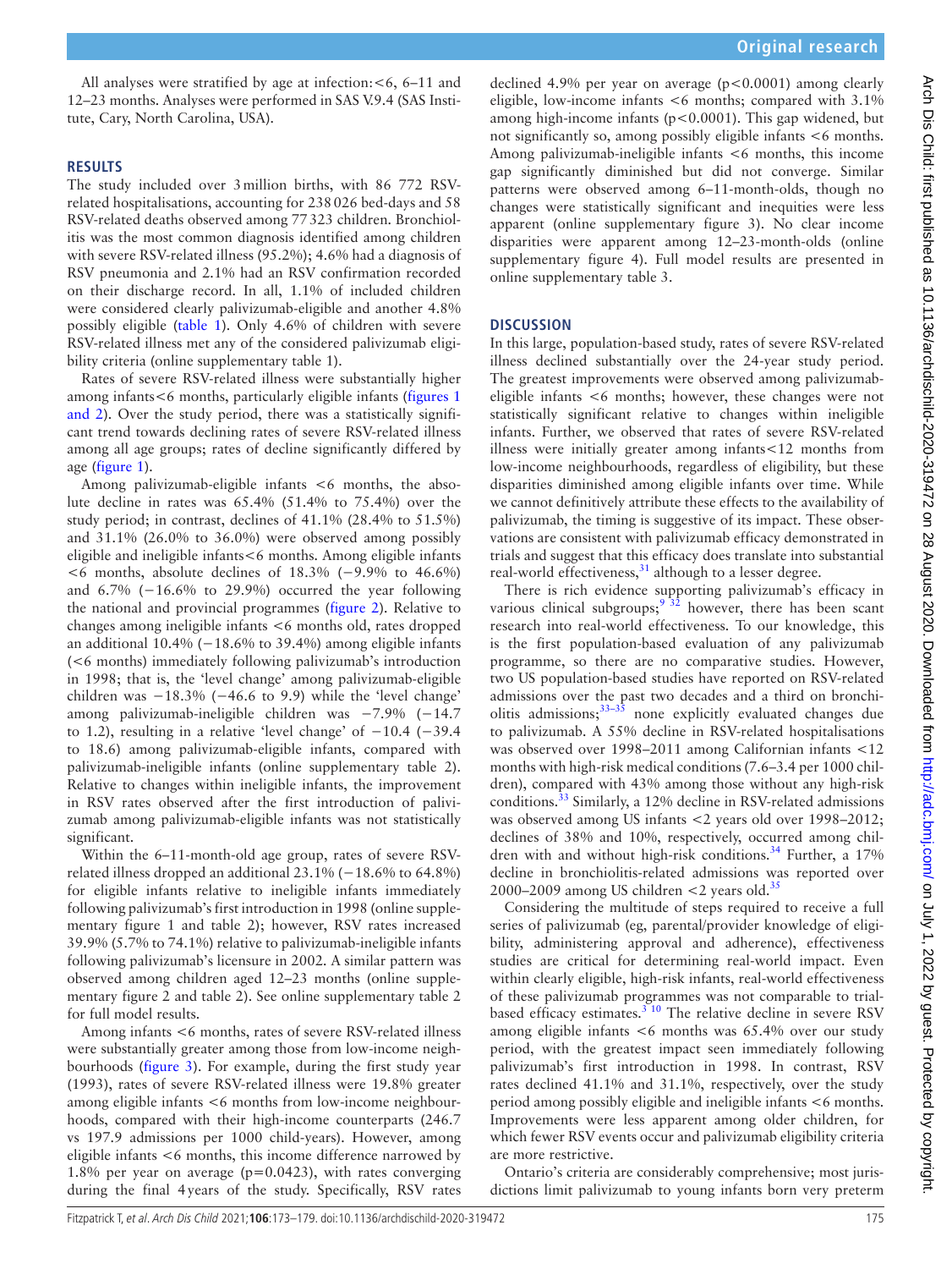All analyses were stratified by age at infection: <6, 6–11 and 12–23 months. Analyses were performed in SAS V.9.4 (SAS Institute, Cary, North Carolina, USA).

## RESULTS

The study included over 3 million births, with 86 772 RSV-related hospitalisations, accounting for 238 026 bed-days and 58 RSV-related deaths observed among 77 323 children. Bronchiolitis was the most common diagnosis identified among children with severe RSV-related illness (95.2%); 4.6% had a diagnosis of RSV pneumonia and 2.1% had an RSV confirmation recorded on their discharge record. In all, 1.1% of included children were considered clearly palivizumab-eligible and another 4.8% possibly eligible (table 1). Only 4.6% of children with severe RSV-related illness met any of the considered palivizumab eligibility criteria (online supplementary table 1).

Rates of severe RSV-related illness were substantially higher among infants <6 months, particularly eligible infants (figures 1 and 2). Over the study period, there was a statistically significant trend towards declining rates of severe RSV-related illness among all age groups; rates of decline significantly differed by age (figure 1).

Among palivizumab-eligible infants <6 months, the absolute decline in rates was 65.4% (51.4% to 75.4%) over the study period; in contrast, declines of 41.1% (28.4% to 51.5%) and 31.1% (26.0% to 36.0%) were observed among possibly eligible and ineligible infants <6 months. Among eligible infants <6 months, absolute declines of 18.3% (−9.9% to 46.6%) and 6.7% (−16.6% to 29.9%) occurred the year following the national and provincial programmes (figure 2). Relative to changes among ineligible infants <6 months old, rates dropped an additional 10.4% (−18.6% to 39.4%) among eligible infants (<6 months) immediately following palivizumab's introduction in 1998; that is, the 'level change' among palivizumab-eligible children was −18.3% (−46.6 to 9.9) while the 'level change' among palivizumab-ineligible children was −7.9% (−14.7 to 1.2), resulting in a relative 'level change' of −10.4 (−39.4 to 18.6) among palivizumab-eligible infants, compared with palivizumab-ineligible infants (online supplementary table 2). Relative to changes within ineligible infants, the improvement in RSV rates observed after the first introduction of palivizumab among palivizumab-eligible infants was not statistically significant.

Within the 6–11-month-old age group, rates of severe RSV-related illness dropped an additional 23.1% (−18.6% to 64.8%) for eligible infants relative to ineligible infants immediately following palivizumab's first introduction in 1998 (online supplementary figure 1 and table 2); however, RSV rates increased 39.9% (5.7% to 74.1%) relative to palivizumab-ineligible infants following palivizumab's licensure in 2002. A similar pattern was observed among children aged 12–23 months (online supplementary figure 2 and table 2). See online supplementary table 2 for full model results.

Among infants <6 months, rates of severe RSV-related illness were substantially greater among those from low-income neighbourhoods (figure 3). For example, during the first study year (1993), rates of severe RSV-related illness were 19.8% greater among eligible infants <6 months from low-income neighbourhoods, compared with their high-income counterparts (246.7 vs 197.9 admissions per 1000 child-years). However, among eligible infants <6 months, this income difference narrowed by 1.8% per year on average (p=0.0423), with rates converging during the final 4 years of the study. Specifically, RSV rates declined 4.9% per year on average (p<0.0001) among clearly eligible, low-income infants <6 months; compared with 3.1% among high-income infants (p<0.0001). This gap widened, but not significantly so, among possibly eligible infants <6 months. Among palivizumab-ineligible infants <6 months, this income gap significantly diminished but did not converge. Similar patterns were observed among 6–11-month-olds, though no changes were statistically significant and inequities were less apparent (online supplementary figure 3). No clear income disparities were apparent among 12–23-month-olds (online supplementary figure 4). Full model results are presented in online supplementary table 3.

## DISCUSSION

In this large, population-based study, rates of severe RSV-related illness declined substantially over the 24-year study period. The greatest improvements were observed among palivizumab-eligible infants <6 months; however, these changes were not statistically significant relative to changes within ineligible infants. Further, we observed that rates of severe RSV-related illness were initially greater among infants <12 months from low-income neighbourhoods, regardless of eligibility, but these disparities diminished among eligible infants over time. While we cannot definitively attribute these effects to the availability of palivizumab, the timing is suggestive of its impact. These observations are consistent with palivizumab efficacy demonstrated in trials and suggest that this efficacy does translate into substantial real-world effectiveness,[31] although to a lesser degree.

There is rich evidence supporting palivizumab's efficacy in various clinical subgroups;[9 32] however, there has been scant research into real-world effectiveness. To our knowledge, this is the first population-based evaluation of any palivizumab programme, so there are no comparative studies. However, two US population-based studies have reported on RSV-related admissions over the past two decades and a third on bronchiolitis admissions;[33–35] none explicitly evaluated changes due to palivizumab. A 55% decline in RSV-related hospitalisations was observed over 1998–2011 among Californian infants <12 months with high-risk medical conditions (7.6–3.4 per 1000 children), compared with 43% among those without any high-risk conditions.[33] Similarly, a 12% decline in RSV-related admissions was observed among US infants <2 years old over 1998–2012; declines of 38% and 10%, respectively, occurred among children with and without high-risk conditions.[34] Further, a 17% decline in bronchiolitis-related admissions was reported over 2000–2009 among US children <2 years old.[35]

Considering the multitude of steps required to receive a full series of palivizumab (eg, parental/provider knowledge of eligibility, administering approval and adherence), effectiveness studies are critical for determining real-world impact. Even within clearly eligible, high-risk infants, real-world effectiveness of these palivizumab programmes was not comparable to trial-based efficacy estimates.[3 10] The relative decline in severe RSV among eligible infants <6 months was 65.4% over our study period, with the greatest impact seen immediately following palivizumab's first introduction in 1998. In contrast, RSV rates declined 41.1% and 31.1%, respectively, over the study period among possibly eligible and ineligible infants <6 months. Improvements were less apparent among older children, for which fewer RSV events occur and palivizumab eligibility criteria are more restrictive.

Ontario's criteria are considerably comprehensive; most jurisdictions limit palivizumab to young infants born very preterm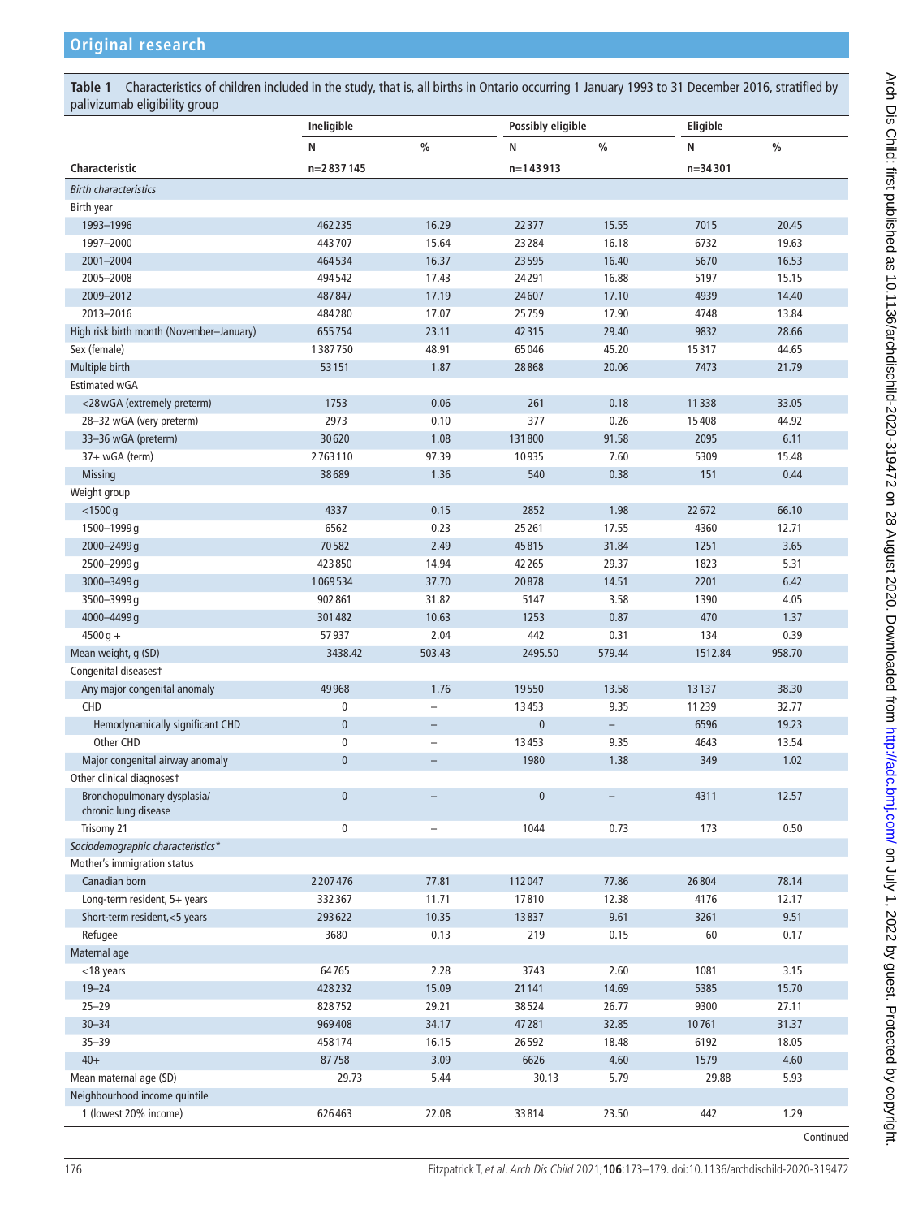**Table 1** Characteristics of children included in the study, that is, all births in Ontario occurring 1 January 1993 to 31 December 2016, stratified by palivizumab eligibility group

| | Ineligible | | Possibly eligible | | Eligible | |
|---|---|---|---|---|---|---|
| | N | % | N | % | N | % |
| Characteristic | n=2 837 145 | | n=143 913 | | n=34 301 | |
| *Birth characteristics* | | | | | | |
| Birth year | | | | | | |
| 1993–1996 | 462 235 | 16.29 | 22 377 | 15.55 | 7015 | 20.45 |
| 1997–2000 | 443 707 | 15.64 | 23 284 | 16.18 | 6732 | 19.63 |
| 2001–2004 | 464 534 | 16.37 | 23 595 | 16.40 | 5670 | 16.53 |
| 2005–2008 | 494 542 | 17.43 | 24 291 | 16.88 | 5197 | 15.15 |
| 2009–2012 | 487 847 | 17.19 | 24 607 | 17.10 | 4939 | 14.40 |
| 2013–2016 | 484 280 | 17.07 | 25 759 | 17.90 | 4748 | 13.84 |
| High risk birth month (November–January) | 655 754 | 23.11 | 42 315 | 29.40 | 9832 | 28.66 |
| Sex (female) | 1 387 750 | 48.91 | 65 046 | 45.20 | 15 317 | 44.65 |
| Multiple birth | 53 151 | 1.87 | 28 868 | 20.06 | 7473 | 21.79 |
| Estimated wGA | | | | | | |
| <28 wGA (extremely preterm) | 1753 | 0.06 | 261 | 0.18 | 11 338 | 33.05 |
| 28–32 wGA (very preterm) | 2973 | 0.10 | 377 | 0.26 | 15 408 | 44.92 |
| 33–36 wGA (preterm) | 30 620 | 1.08 | 131 800 | 91.58 | 2095 | 6.11 |
| 37+ wGA (term) | 2 763 110 | 97.39 | 10 935 | 7.60 | 5309 | 15.48 |
| Missing | 38 689 | 1.36 | 540 | 0.38 | 151 | 0.44 |
| Weight group | | | | | | |
| <1500 g | 4337 | 0.15 | 2852 | 1.98 | 22 672 | 66.10 |
| 1500–1999 g | 6562 | 0.23 | 25 261 | 17.55 | 4360 | 12.71 |
| 2000–2499 g | 70 582 | 2.49 | 45 815 | 31.84 | 1251 | 3.65 |
| 2500–2999 g | 423 850 | 14.94 | 42 265 | 29.37 | 1823 | 5.31 |
| 3000–3499 g | 1 069 534 | 37.70 | 20 878 | 14.51 | 2201 | 6.42 |
| 3500–3999 g | 902 861 | 31.82 | 5147 | 3.58 | 1390 | 4.05 |
| 4000–4499 g | 301 482 | 10.63 | 1253 | 0.87 | 470 | 1.37 |
| 4500 g + | 57 937 | 2.04 | 442 | 0.31 | 134 | 0.39 |
| Mean weight, g (SD) | 3438.42 | 503.43 | 2495.50 | 579.44 | 1512.84 | 958.70 |
| Congenital diseases† | | | | | | |
| Any major congenital anomaly | 49 968 | 1.76 | 19 550 | 13.58 | 13 137 | 38.30 |
| CHD | 0 | – | 13 453 | 9.35 | 11 239 | 32.77 |
| Hemodynamically significant CHD | 0 | – | 0 | – | 6596 | 19.23 |
| Other CHD | 0 | – | 13 453 | 9.35 | 4643 | 13.54 |
| Major congenital airway anomaly | 0 | – | 1980 | 1.38 | 349 | 1.02 |
| Other clinical diagnoses† | | | | | | |
| Bronchopulmonary dysplasia/ chronic lung disease | 0 | – | 0 | – | 4311 | 12.57 |
| Trisomy 21 | 0 | – | 1044 | 0.73 | 173 | 0.50 |
| *Sociodemographic characteristics\** | | | | | | |
| Mother's immigration status | | | | | | |
| Canadian born | 2 207 476 | 77.81 | 112 047 | 77.86 | 26 804 | 78.14 |
| Long-term resident, 5+ years | 332 367 | 11.71 | 17 810 | 12.38 | 4176 | 12.17 |
| Short-term resident,<5 years | 293 622 | 10.35 | 13 837 | 9.61 | 3261 | 9.51 |
| Refugee | 3680 | 0.13 | 219 | 0.15 | 60 | 0.17 |
| Maternal age | | | | | | |
| <18 years | 64 765 | 2.28 | 3743 | 2.60 | 1081 | 3.15 |
| 19–24 | 428 232 | 15.09 | 21 141 | 14.69 | 5385 | 15.70 |
| 25–29 | 828 752 | 29.21 | 38 524 | 26.77 | 9300 | 27.11 |
| 30–34 | 969 408 | 34.17 | 47 281 | 32.85 | 10 761 | 31.37 |
| 35–39 | 458 174 | 16.15 | 26 592 | 18.48 | 6192 | 18.05 |
| 40+ | 87 758 | 3.09 | 6626 | 4.60 | 1579 | 4.60 |
| Mean maternal age (SD) | 29.73 | 5.44 | 30.13 | 5.79 | 29.88 | 5.93 |
| Neighbourhood income quintile | | | | | | |
| 1 (lowest 20% income) | 626 463 | 22.08 | 33 814 | 23.50 | 442 | 1.29 |

Continued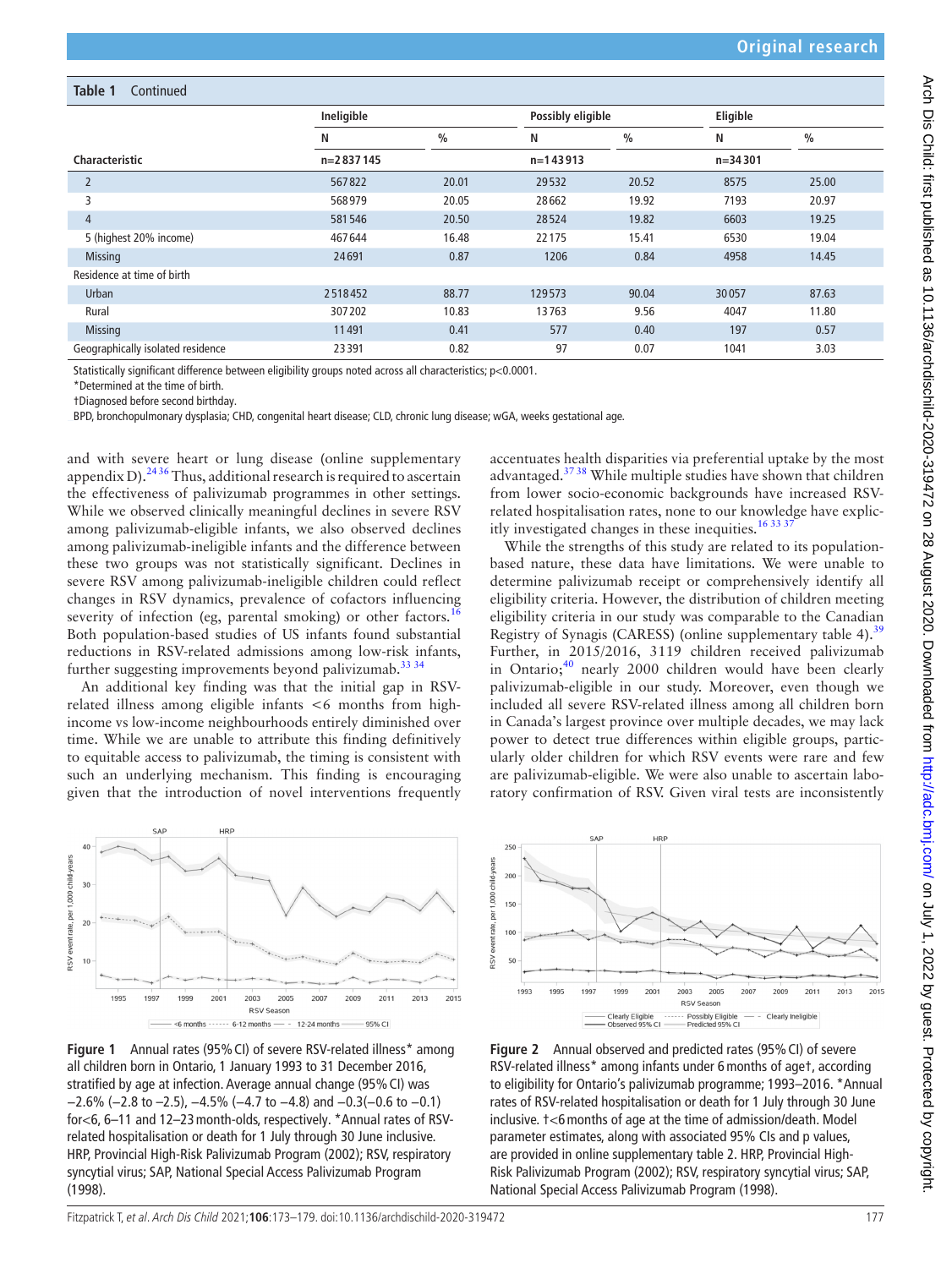**Table 1** Continued

| Characteristic | Ineligible | | Possibly eligible | | Eligible | |
|---|---|---|---|---|---|---|
| | N | % | N | % | N | % |
| | n=2 837 145 | | n=143 913 | | n=34 301 | |
| 2 | 567 822 | 20.01 | 29 532 | 20.52 | 8575 | 25.00 |
| 3 | 568 979 | 20.05 | 28 662 | 19.92 | 7193 | 20.97 |
| 4 | 581 546 | 20.50 | 28 524 | 19.82 | 6603 | 19.25 |
| 5 (highest 20% income) | 467 644 | 16.48 | 22 175 | 15.41 | 6530 | 19.04 |
| Missing | 24 691 | 0.87 | 1206 | 0.84 | 4958 | 14.45 |
| Residence at time of birth | | | | | | |
| Urban | 2 518 452 | 88.77 | 129 573 | 90.04 | 30 057 | 87.63 |
| Rural | 307 202 | 10.83 | 13 763 | 9.56 | 4047 | 11.80 |
| Missing | 11 491 | 0.41 | 577 | 0.40 | 197 | 0.57 |
| Geographically isolated residence | 23 391 | 0.82 | 97 | 0.07 | 1041 | 3.03 |

Statistically significant difference between eligibility groups noted across all characteristics; p<0.0001.

*Determined at the time of birth.

†Diagnosed before second birthday.

BPD, bronchopulmonary dysplasia; CHD, congenital heart disease; CLD, chronic lung disease; wGA, weeks gestational age.

and with severe heart or lung disease (online supplementary appendix D).[24 36] Thus, additional research is required to ascertain the effectiveness of palivizumab programmes in other settings. While we observed clinically meaningful declines in severe RSV among palivizumab-eligible infants, we also observed declines among palivizumab-ineligible infants and the difference between these two groups was not statistically significant. Declines in severe RSV among palivizumab-ineligible children could reflect changes in RSV dynamics, prevalence of cofactors influencing severity of infection (eg, parental smoking) or other factors.[16] Both population-based studies of US infants found substantial reductions in RSV-related admissions among low-risk infants, further suggesting improvements beyond palivizumab.[33 34]

An additional key finding was that the initial gap in RSV-related illness among eligible infants <6 months from high-income vs low-income neighbourhoods entirely diminished over time. While we are unable to attribute this finding definitively to equitable access to palivizumab, the timing is consistent with such an underlying mechanism. This finding is encouraging given that the introduction of novel interventions frequently accentuates health disparities via preferential uptake by the most advantaged.[37 38] While multiple studies have shown that children from lower socio-economic backgrounds have increased RSV-related hospitalisation rates, none to our knowledge have explicitly investigated changes in these inequities.[16 33 37]

While the strengths of this study are related to its population-based nature, these data have limitations. We were unable to determine palivizumab receipt or comprehensively identify all eligibility criteria. However, the distribution of children meeting eligibility criteria in our study was comparable to the Canadian Registry of Synagis (CARESS) (online supplementary table 4).[39] Further, in 2015/2016, 3119 children received palivizumab in Ontario;[40] nearly 2000 children would have been clearly palivizumab-eligible in our study. Moreover, even though we included all severe RSV-related illness among all children born in Canada's largest province over multiple decades, we may lack power to detect true differences within eligible groups, particularly older children for which RSV events were rare and few are palivizumab-eligible. We were also unable to ascertain laboratory confirmation of RSV. Given viral tests are inconsistently

**Figure 1** Annual rates (95% CI) of severe RSV-related illness* among all children born in Ontario, 1 January 1993 to 31 December 2016, stratified by age at infection. Average annual change (95% CI) was −2.6% (−2.8 to −2.5), −4.5% (−4.7 to −4.8) and −0.3(−0.6 to −0.1) for<6, 6–11 and 12–23 month-olds, respectively. *Annual rates of RSV-related hospitalisation or death for 1 July through 30 June inclusive. HRP, Provincial High-Risk Palivizumab Program (2002); RSV, respiratory syncytial virus; SAP, National Special Access Palivizumab Program (1998).

**Figure 2** Annual observed and predicted rates (95% CI) of severe RSV-related illness* among infants under 6 months of age†, according to eligibility for Ontario's palivizumab programme; 1993–2016. *Annual rates of RSV-related hospitalisation or death for 1 July through 30 June inclusive. †<6 months of age at the time of admission/death. Model parameter estimates, along with associated 95% CIs and p values, are provided in online supplementary table 2. HRP, Provincial High-Risk Palivizumab Program (2002); RSV, respiratory syncytial virus; SAP, National Special Access Palivizumab Program (1998).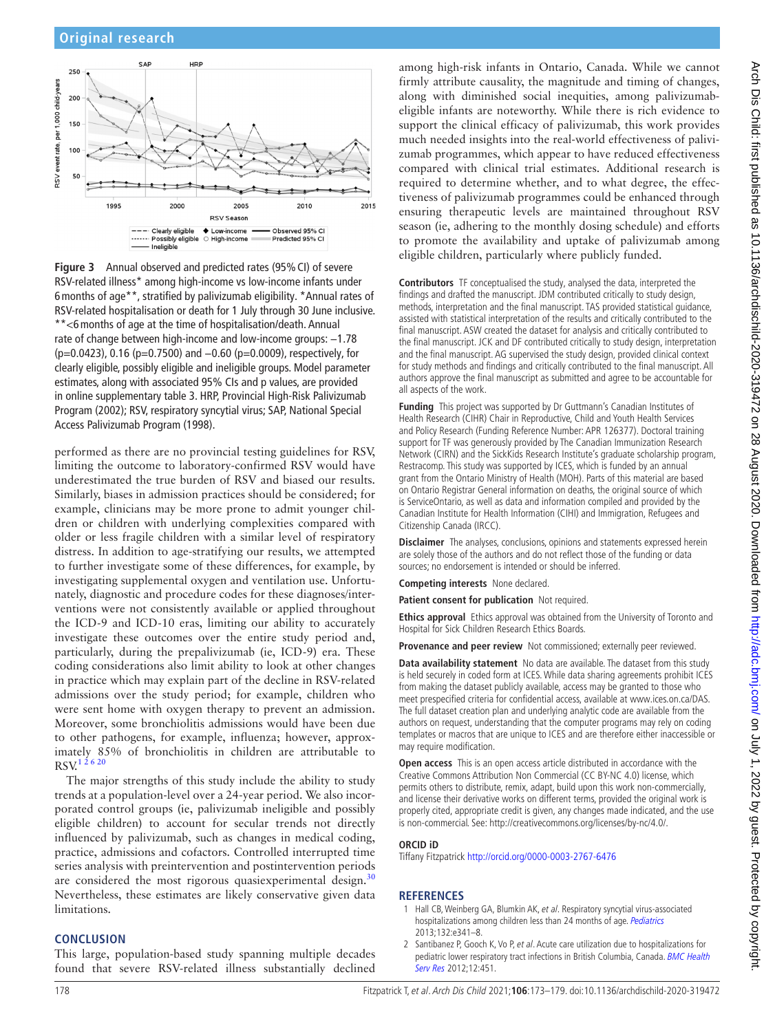SAP HRP

250
200
150
100
50

RSV event rate, per 1,000 child-years

1995 2000 2005 2010 2015

RSV Season

Clearly eligible
Possibly eligible
Ineligible
Low-income
High-income
Observed 95% CI
Predicted 95% CI

Figure 3 Annual observed and predicted rates (95% CI) of severe RSV-related illness* among high-income vs low-income infants under 6 months of age**, stratified by palivizumab eligibility. *Annual rates of RSV-related hospitalisation or death for 1 July through 30 June inclusive. **<6 months of age at the time of hospitalisation/death. Annual rate of change between high-income and low-income groups: −1.78 (p=0.0423), 0.16 (p=0.7500) and −0.60 (p=0.0009), respectively, for clearly eligible, possibly eligible and ineligible groups. Model parameter estimates, along with associated 95% CIs and p values, are provided in online supplementary table 3. HRP, Provincial High-Risk Palivizumab Program (2002); RSV, respiratory syncytial virus; SAP, National Special Access Palivizumab Program (1998).

performed as there are no provincial testing guidelines for RSV, limiting the outcome to laboratory-confirmed RSV would have underestimated the true burden of RSV and biased our results. Similarly, biases in admission practices should be considered; for example, clinicians may be more prone to admit younger children or children with underlying complexities compared with older or less fragile children with a similar level of respiratory distress. In addition to age-stratifying our results, we attempted to further investigate some of these differences, for example, by investigating supplemental oxygen and ventilation use. Unfortunately, diagnostic and procedure codes for these diagnoses/interventions were not consistently available or applied throughout the ICD-9 and ICD-10 eras, limiting our ability to accurately investigate these outcomes over the entire study period and, particularly, during the prepalivizumab (ie, ICD-9) era. These coding considerations also limit ability to look at other changes in practice which may explain part of the decline in RSV-related admissions over the study period; for example, children who were sent home with oxygen therapy to prevent an admission. Moreover, some bronchiolitis admissions would have been due to other pathogens, for example, influenza; however, approximately 85% of bronchiolitis in children are attributable to RSV.[1 2 6 20]

The major strengths of this study include the ability to study trends at a population-level over a 24-year period. We also incorporated control groups (ie, palivizumab ineligible and possibly eligible children) to account for secular trends not directly influenced by palivizumab, such as changes in medical coding, practice, admissions and cofactors. Controlled interrupted time series analysis with preintervention and postintervention periods are considered the most rigorous quasiexperimental design.[30] Nevertheless, these estimates are likely conservative given data limitations.

## CONCLUSION

This large, population-based study spanning multiple decades found that severe RSV-related illness substantially declined among high-risk infants in Ontario, Canada. While we cannot firmly attribute causality, the magnitude and timing of changes, along with diminished social inequities, among palivizumab-eligible infants are noteworthy. While there is rich evidence to support the clinical efficacy of palivizumab, this work provides much needed insights into the real-world effectiveness of palivizumab programmes, which appear to have reduced effectiveness compared with clinical trial estimates. Additional research is required to determine whether, and to what degree, the effectiveness of palivizumab programmes could be enhanced through ensuring therapeutic levels are maintained throughout RSV season (ie, adhering to the monthly dosing schedule) and efforts to promote the availability and uptake of palivizumab among eligible children, particularly where publicly funded.

**Contributors** TF conceptualised the study, analysed the data, interpreted the findings and drafted the manuscript. JDM contributed critically to study design, methods, interpretation and the final manuscript. TAS provided statistical guidance, assisted with statistical interpretation of the results and critically contributed to the final manuscript. ASW created the dataset for analysis and critically contributed to the final manuscript. JCK and DF contributed critically to study design, interpretation and the final manuscript. AG supervised the study design, provided clinical context for study methods and findings and critically contributed to the final manuscript. All authors approve the final manuscript as submitted and agree to be accountable for all aspects of the work.

**Funding** This project was supported by Dr Guttmann's Canadian Institutes of Health Research (CIHR) Chair in Reproductive, Child and Youth Health Services and Policy Research (Funding Reference Number: APR 126377). Doctoral training support for TF was generously provided by The Canadian Immunization Research Network (CIRN) and the SickKids Research Institute's graduate scholarship program, Restracomp. This study was supported by ICES, which is funded by an annual grant from the Ontario Ministry of Health (MOH). Parts of this material are based on Ontario Registrar General information on deaths, the original source of which is ServiceOntario, as well as data and information compiled and provided by the Canadian Institute for Health Information (CIHI) and Immigration, Refugees and Citizenship Canada (IRCC).

**Disclaimer** The analyses, conclusions, opinions and statements expressed herein are solely those of the authors and do not reflect those of the funding or data sources; no endorsement is intended or should be inferred.

**Competing interests** None declared.

**Patient consent for publication** Not required.

**Ethics approval** Ethics approval was obtained from the University of Toronto and Hospital for Sick Children Research Ethics Boards.

**Provenance and peer review** Not commissioned; externally peer reviewed.

**Data availability statement** No data are available. The dataset from this study is held securely in coded form at ICES. While data sharing agreements prohibit ICES from making the dataset publicly available, access may be granted to those who meet prespecified criteria for confidential access, available at www.ices.on.ca/DAS. The full dataset creation plan and underlying analytic code are available from the authors on request, understanding that the computer programs may rely on coding templates or macros that are unique to ICES and are therefore either inaccessible or may require modification.

**Open access** This is an open access article distributed in accordance with the Creative Commons Attribution Non Commercial (CC BY-NC 4.0) license, which permits others to distribute, remix, adapt, build upon this work non-commercially, and license their derivative works on different terms, provided the original work is properly cited, appropriate credit is given, any changes made indicated, and the use is non-commercial. See: http://creativecommons.org/licenses/by-nc/4.0/.

### ORCID iD

Tiffany Fitzpatrick http://orcid.org/0000-0003-2767-6476

## REFERENCES

1. Hall CB, Weinberg GA, Blumkin AK, *et al*. Respiratory syncytial virus-associated hospitalizations among children less than 24 months of age. *Pediatrics* 2013;132:e341–8.
2. Santibanez P, Gooch K, Vo P, *et al*. Acute care utilization due to hospitalizations for pediatric lower respiratory tract infections in British Columbia, Canada. *BMC Health Serv Res* 2012;12:451.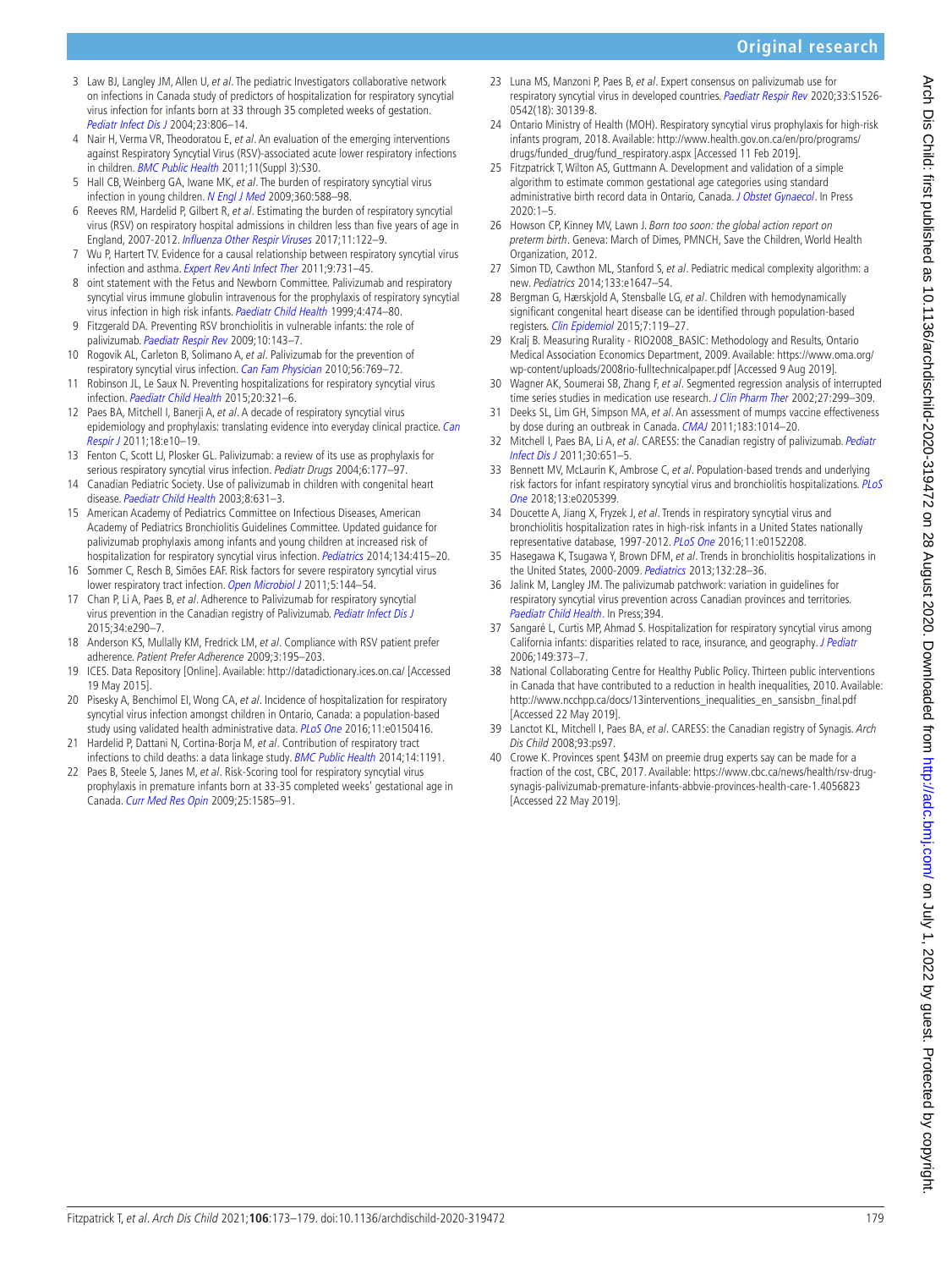3 Law BJ, Langley JM, Allen U, *et al*. The pediatric Investigators collaborative network on infections in Canada study of predictors of hospitalization for respiratory syncytial virus infection for infants born at 33 through 35 completed weeks of gestation. *Pediatr Infect Dis J* 2004;23:806–14.

4 Nair H, Verma VR, Theodoratou E, *et al*. An evaluation of the emerging interventions against Respiratory Syncytial Virus (RSV)-associated acute lower respiratory infections in children. *BMC Public Health* 2011;11(Suppl 3):S30.

5 Hall CB, Weinberg GA, Iwane MK, *et al*. The burden of respiratory syncytial virus infection in young children. *N Engl J Med* 2009;360:588–98.

6 Reeves RM, Hardelid P, Gilbert R, *et al*. Estimating the burden of respiratory syncytial virus (RSV) on respiratory hospital admissions in children less than five years of age in England, 2007-2012. *Influenza Other Respir Viruses* 2017;11:122–9.

7 Wu P, Hartert TV. Evidence for a causal relationship between respiratory syncytial virus infection and asthma. *Expert Rev Anti Infect Ther* 2011;9:731–45.

8 oint statement with the Fetus and Newborn Committee. Palivizumab and respiratory syncytial virus immune globulin intravenous for the prophylaxis of respiratory syncytial virus infection in high risk infants. *Paediatr Child Health* 1999;4:474–80.

9 Fitzgerald DA. Preventing RSV bronchiolitis in vulnerable infants: the role of palivizumab. *Paediatr Respir Rev* 2009;10:143–7.

10 Rogovik AL, Carleton B, Solimano A, *et al*. Palivizumab for the prevention of respiratory syncytial virus infection. *Can Fam Physician* 2010;56:769–72.

11 Robinson JL, Le Saux N. Preventing hospitalizations for respiratory syncytial virus infection. *Paediatr Child Health* 2015;20:321–6.

12 Paes BA, Mitchell I, Banerji A, *et al*. A decade of respiratory syncytial virus epidemiology and prophylaxis: translating evidence into everyday clinical practice. *Can Respir J* 2011;18:e10–19.

13 Fenton C, Scott LJ, Plosker GL. Palivizumab: a review of its use as prophylaxis for serious respiratory syncytial virus infection. *Pediatr Drugs* 2004;6:177–97.

14 Canadian Pediatric Society. Use of palivizumab in children with congenital heart disease. *Paediatr Child Health* 2003;8:631–3.

15 American Academy of Pediatrics Committee on Infectious Diseases, American Academy of Pediatrics Bronchiolitis Guidelines Committee. Updated guidance for palivizumab prophylaxis among infants and young children at increased risk of hospitalization for respiratory syncytial virus infection. *Pediatrics* 2014;134:415–20.

16 Sommer C, Resch B, Simões EAF. Risk factors for severe respiratory syncytial virus lower respiratory tract infection. *Open Microbiol J* 2011;5:144–54.

17 Chan P, Li A, Paes B, *et al*. Adherence to Palivizumab for respiratory syncytial virus prevention in the Canadian registry of Palivizumab. *Pediatr Infect Dis J* 2015;34:e290–7.

18 Anderson KS, Mullally KM, Fredrick LM, *et al*. Compliance with RSV patient prefer adherence. *Patient Prefer Adherence* 2009;3:195–203.

19 ICES. Data Repository [Online]. Available: http://datadictionary.ices.on.ca/ [Accessed 19 May 2015].

20 Pisesky A, Benchimol EI, Wong CA, *et al*. Incidence of hospitalization for respiratory syncytial virus infection amongst children in Ontario, Canada: a population-based study using validated health administrative data. *PLoS One* 2016;11:e0150416.

21 Hardelid P, Dattani N, Cortina-Borja M, *et al*. Contribution of respiratory tract infections to child deaths: a data linkage study. *BMC Public Health* 2014;14:1191.

22 Paes B, Steele S, Janes M, *et al*. Risk-Scoring tool for respiratory syncytial virus prophylaxis in premature infants born at 33-35 completed weeks' gestational age in Canada. *Curr Med Res Opin* 2009;25:1585–91.

23 Luna MS, Manzoni P, Paes B, *et al*. Expert consensus on palivizumab use for respiratory syncytial virus in developed countries. *Paediatr Respir Rev* 2020;33:S1526-0542(18): 30139-8.

24 Ontario Ministry of Health (MOH). Respiratory syncytial virus prophylaxis for high-risk infants program, 2018. Available: http://www.health.gov.on.ca/en/pro/programs/drugs/funded_drug/fund_respiratory.aspx [Accessed 11 Feb 2019].

25 Fitzpatrick T, Wilton AS, Guttmann A. Development and validation of a simple algorithm to estimate common gestational age categories using standard administrative birth record data in Ontario, Canada. *J Obstet Gynaecol*. In Press 2020:1–5.

26 Howson CP, Kinney MV, Lawn J. *Born too soon: the global action report on preterm birth*. Geneva: March of Dimes, PMNCH, Save the Children, World Health Organization, 2012.

27 Simon TD, Cawthon ML, Stanford S, *et al*. Pediatric medical complexity algorithm: a new. *Pediatrics* 2014;133:e1647–54.

28 Bergman G, Hærskjold A, Stensballe LG, *et al*. Children with hemodynamically significant congenital heart disease can be identified through population-based registers. *Clin Epidemiol* 2015;7:119–27.

29 Kralj B. Measuring Rurality - RIO2008_BASIC: Methodology and Results, Ontario Medical Association Economics Department, 2009. Available: https://www.oma.org/wp-content/uploads/2008rio-fulltechnicalpaper.pdf [Accessed 9 Aug 2019].

30 Wagner AK, Soumerai SB, Zhang F, *et al*. Segmented regression analysis of interrupted time series studies in medication use research. *J Clin Pharm Ther* 2002;27:299–309.

31 Deeks SL, Lim GH, Simpson MA, *et al*. An assessment of mumps vaccine effectiveness by dose during an outbreak in Canada. *CMAJ* 2011;183:1014–20.

32 Mitchell I, Paes BA, Li A, *et al*. CARESS: the Canadian registry of palivizumab. *Pediatr Infect Dis J* 2011;30:651–5.

33 Bennett MV, McLaurin K, Ambrose C, *et al*. Population-based trends and underlying risk factors for infant respiratory syncytial virus and bronchiolitis hospitalizations. *PLoS One* 2018;13:e0205399.

34 Doucette A, Jiang X, Fryzek J, *et al*. Trends in respiratory syncytial virus and bronchiolitis hospitalization rates in high-risk infants in a United States nationally representative database, 1997-2012. *PLoS One* 2016;11:e0152208.

35 Hasegawa K, Tsugawa Y, Brown DFM, *et al*. Trends in bronchiolitis hospitalizations in the United States, 2000-2009. *Pediatrics* 2013;132:28–36.

36 Jalink M, Langley JM. The palivizumab patchwork: variation in guidelines for respiratory syncytial virus prevention across Canadian provinces and territories. *Paediatr Child Health*. In Press;394.

37 Sangaré L, Curtis MP, Ahmad S. Hospitalization for respiratory syncytial virus among California infants: disparities related to race, insurance, and geography. *J Pediatr* 2006;149:373–7.

38 National Collaborating Centre for Healthy Public Policy. Thirteen public interventions in Canada that have contributed to a reduction in health inequalities, 2010. Available: http://www.ncchpp.ca/docs/13interventions_inequalities_en_sansisbn_final.pdf [Accessed 22 May 2019].

39 Lanctot KL, Mitchell I, Paes BA, *et al*. CARESS: the Canadian registry of Synagis. *Arch Dis Child* 2008;93:ps97.

40 Crowe K. Provinces spent $43M on preemie drug experts say can be made for a fraction of the cost, CBC, 2017. Available: https://www.cbc.ca/news/health/rsv-drug-synagis-palivizumab-premature-infants-abbvie-provinces-health-care-1.4056823 [Accessed 22 May 2019].